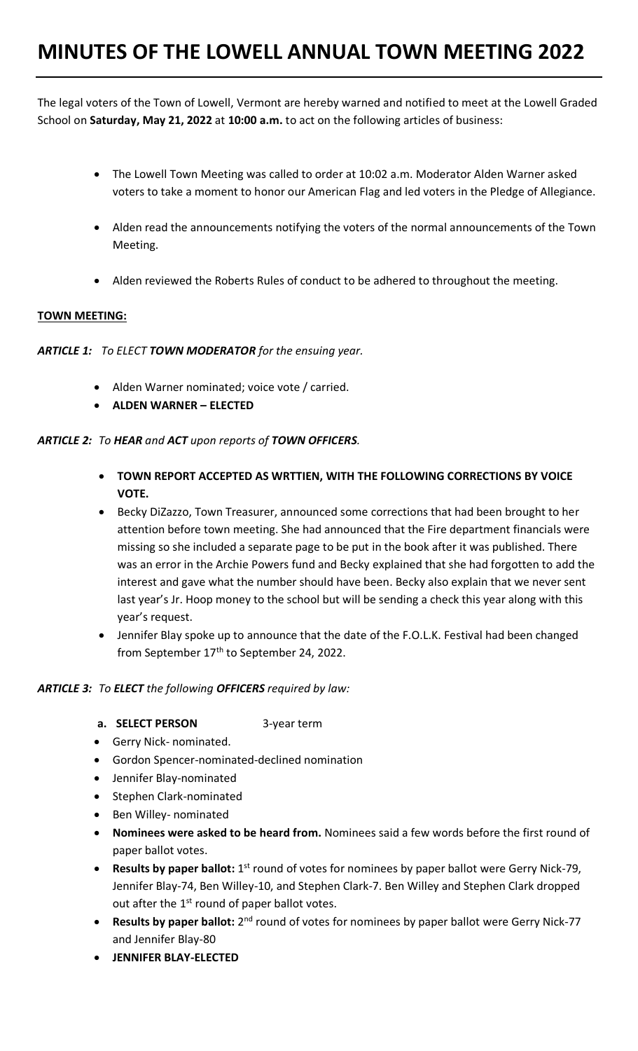# MINUTES OF THE LOWELL ANNUAL TOWN MEETING 2022

The legal voters of the Town of Lowell, Vermont are hereby warned and notified to meet at the Lowell Graded School on **Saturday, May 21, 2022** at **10:00 a.m.** to act on the following articles of business:

- The Lowell Town Meeting was called to order at 10:02 a.m. Moderator Alden Warner asked voters to take a moment to honor our American Flag and led voters in the Pledge of Allegiance.
- Alden read the announcements notifying the voters of the normal announcements of the Town Meeting.
- Alden reviewed the Roberts Rules of conduct to be adhered to throughout the meeting.

**TOWN MEETING:**

***ARTICLE 1:*** *To ELECT **TOWN MODERATOR** for the ensuing year.*

- Alden Warner nominated; voice vote / carried.
- **ALDEN WARNER – ELECTED**

***ARTICLE 2:*** *To **HEAR** and **ACT** upon reports of **TOWN OFFICERS**.*

- **TOWN REPORT ACCEPTED AS WRTTIEN, WITH THE FOLLOWING CORRECTIONS BY VOICE VOTE.**
- Becky DiZazzo, Town Treasurer, announced some corrections that had been brought to her attention before town meeting. She had announced that the Fire department financials were missing so she included a separate page to be put in the book after it was published. There was an error in the Archie Powers fund and Becky explained that she had forgotten to add the interest and gave what the number should have been. Becky also explain that we never sent last year's Jr. Hoop money to the school but will be sending a check this year along with this year's request.
- Jennifer Blay spoke up to announce that the date of the F.O.L.K. Festival had been changed from September 17th to September 24, 2022.

***ARTICLE 3:*** *To **ELECT** the following **OFFICERS** required by law:*

**a. SELECT PERSON** 3-year term

- Gerry Nick- nominated.
- Gordon Spencer-nominated-declined nomination
- Jennifer Blay-nominated
- Stephen Clark-nominated
- Ben Willey- nominated
- **Nominees were asked to be heard from.** Nominees said a few words before the first round of paper ballot votes.
- **Results by paper ballot:** 1st round of votes for nominees by paper ballot were Gerry Nick-79, Jennifer Blay-74, Ben Willey-10, and Stephen Clark-7. Ben Willey and Stephen Clark dropped out after the 1st round of paper ballot votes.
- **Results by paper ballot:** 2nd round of votes for nominees by paper ballot were Gerry Nick-77 and Jennifer Blay-80
- **JENNIFER BLAY-ELECTED**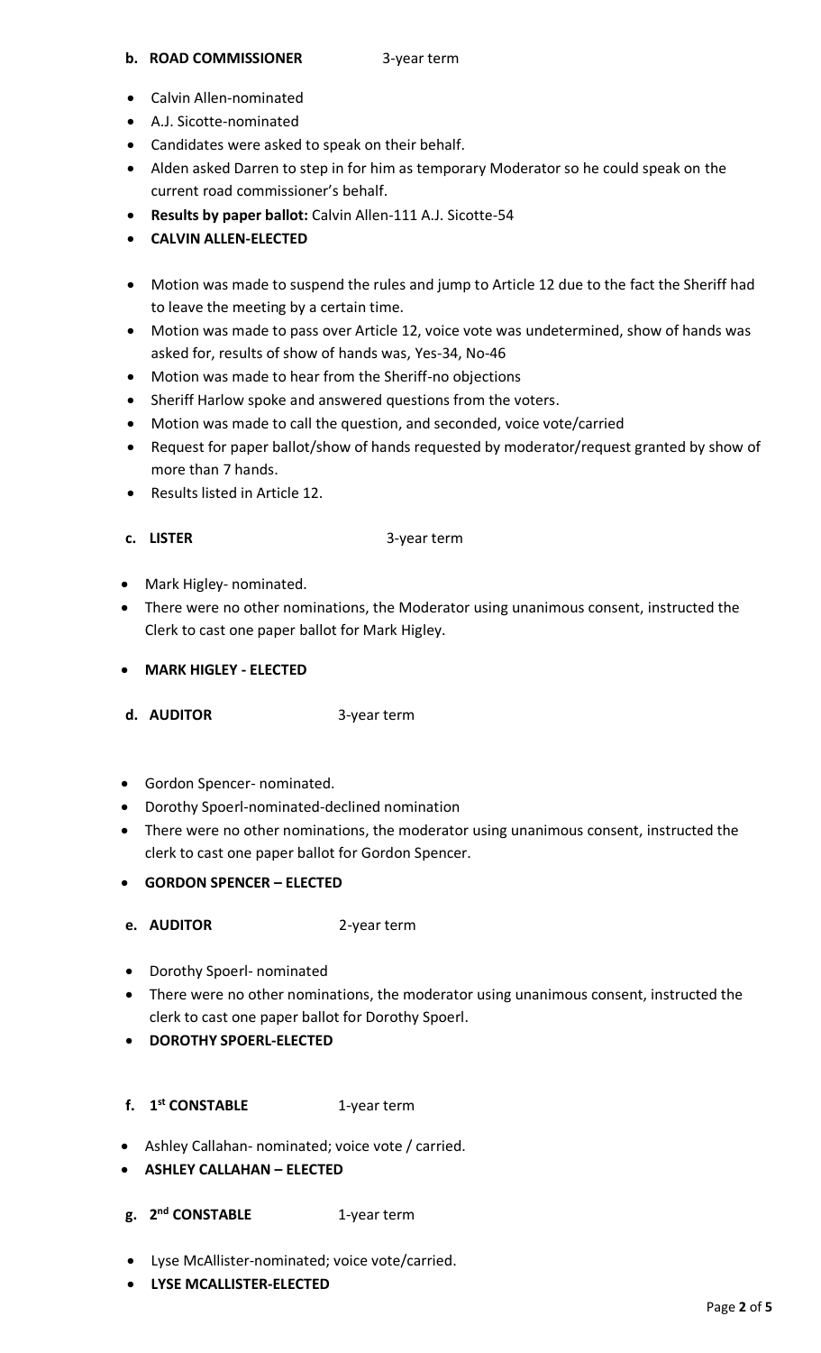**b. ROAD COMMISSIONER** 3-year term

- Calvin Allen-nominated
- A.J. Sicotte-nominated
- Candidates were asked to speak on their behalf.
- Alden asked Darren to step in for him as temporary Moderator so he could speak on the current road commissioner's behalf.
- **Results by paper ballot:** Calvin Allen-111 A.J. Sicotte-54
- **CALVIN ALLEN-ELECTED**

- Motion was made to suspend the rules and jump to Article 12 due to the fact the Sheriff had to leave the meeting by a certain time.
- Motion was made to pass over Article 12, voice vote was undetermined, show of hands was asked for, results of show of hands was, Yes-34, No-46
- Motion was made to hear from the Sheriff-no objections
- Sheriff Harlow spoke and answered questions from the voters.
- Motion was made to call the question, and seconded, voice vote/carried
- Request for paper ballot/show of hands requested by moderator/request granted by show of more than 7 hands.
- Results listed in Article 12.

**c. LISTER** 3-year term

- Mark Higley- nominated.
- There were no other nominations, the Moderator using unanimous consent, instructed the Clerk to cast one paper ballot for Mark Higley.
- **MARK HIGLEY - ELECTED**

**d. AUDITOR** 3-year term

- Gordon Spencer- nominated.
- Dorothy Spoerl-nominated-declined nomination
- There were no other nominations, the moderator using unanimous consent, instructed the clerk to cast one paper ballot for Gordon Spencer.
- **GORDON SPENCER – ELECTED**

**e. AUDITOR** 2-year term

- Dorothy Spoerl- nominated
- There were no other nominations, the moderator using unanimous consent, instructed the clerk to cast one paper ballot for Dorothy Spoerl.
- **DOROTHY SPOERL-ELECTED**

**f. 1st CONSTABLE** 1-year term

- Ashley Callahan- nominated; voice vote / carried.
- **ASHLEY CALLAHAN – ELECTED**

**g. 2nd CONSTABLE** 1-year term

- Lyse McAllister-nominated; voice vote/carried.
- **LYSE MCALLISTER-ELECTED**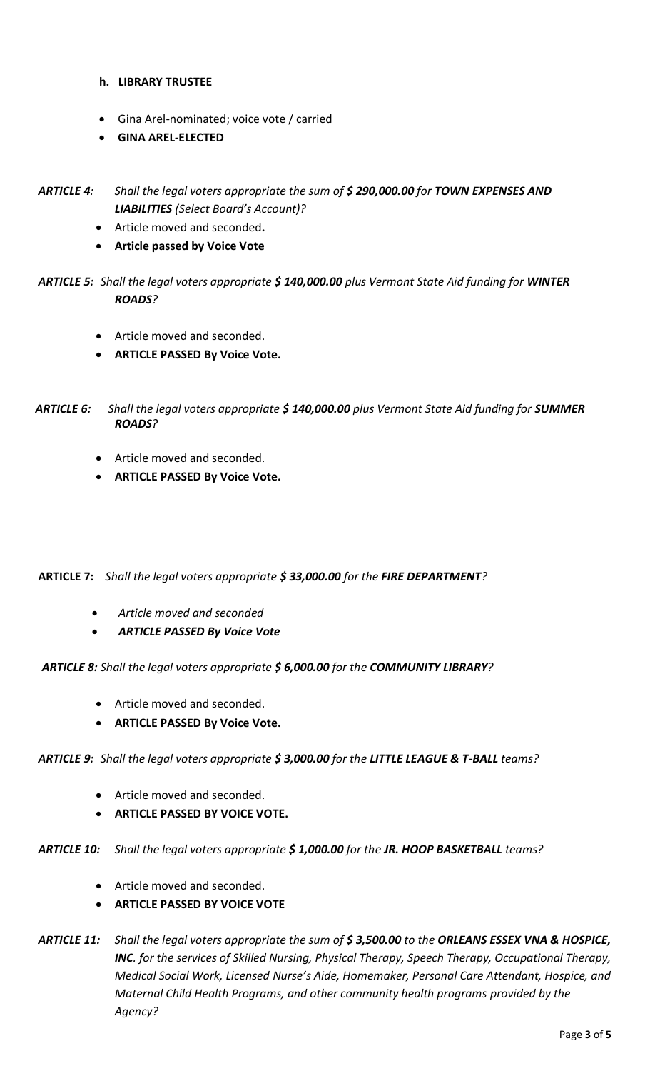**h. LIBRARY TRUSTEE**

- Gina Arel-nominated; voice vote / carried
- **GINA AREL-ELECTED**

***ARTICLE 4**: Shall the legal voters appropriate the sum of **$ 290,000.00** for **TOWN EXPENSES AND LIABILITIES** (Select Board's Account)?*

- Article moved and seconded**.**
- **Article passed by Voice Vote**

***ARTICLE 5:** Shall the legal voters appropriate **$ 140,000.00** plus Vermont State Aid funding for **WINTER ROADS**?*

- Article moved and seconded.
- **ARTICLE PASSED By Voice Vote.**

***ARTICLE 6:** Shall the legal voters appropriate **$ 140,000.00** plus Vermont State Aid funding for **SUMMER ROADS**?*

- Article moved and seconded.
- **ARTICLE PASSED By Voice Vote.**

**ARTICLE 7:** *Shall the legal voters appropriate **$ 33,000.00** for the **FIRE DEPARTMENT**?*

- *Article moved and seconded*
- ***ARTICLE PASSED By Voice Vote***

***ARTICLE 8:** Shall the legal voters appropriate **$ 6,000.00** for the **COMMUNITY LIBRARY**?*

- Article moved and seconded.
- **ARTICLE PASSED By Voice Vote.**

***ARTICLE 9:** Shall the legal voters appropriate **$ 3,000.00** for the **LITTLE LEAGUE & T-BALL** teams?*

- Article moved and seconded.
- **ARTICLE PASSED BY VOICE VOTE.**

***ARTICLE 10:** Shall the legal voters appropriate **$ 1,000.00** for the **JR. HOOP BASKETBALL** teams?*

- Article moved and seconded.
- **ARTICLE PASSED BY VOICE VOTE**

***ARTICLE 11:** Shall the legal voters appropriate the sum of **$ 3,500.00** to the **ORLEANS ESSEX VNA & HOSPICE, INC**. for the services of Skilled Nursing, Physical Therapy, Speech Therapy, Occupational Therapy, Medical Social Work, Licensed Nurse's Aide, Homemaker, Personal Care Attendant, Hospice, and Maternal Child Health Programs, and other community health programs provided by the Agency?*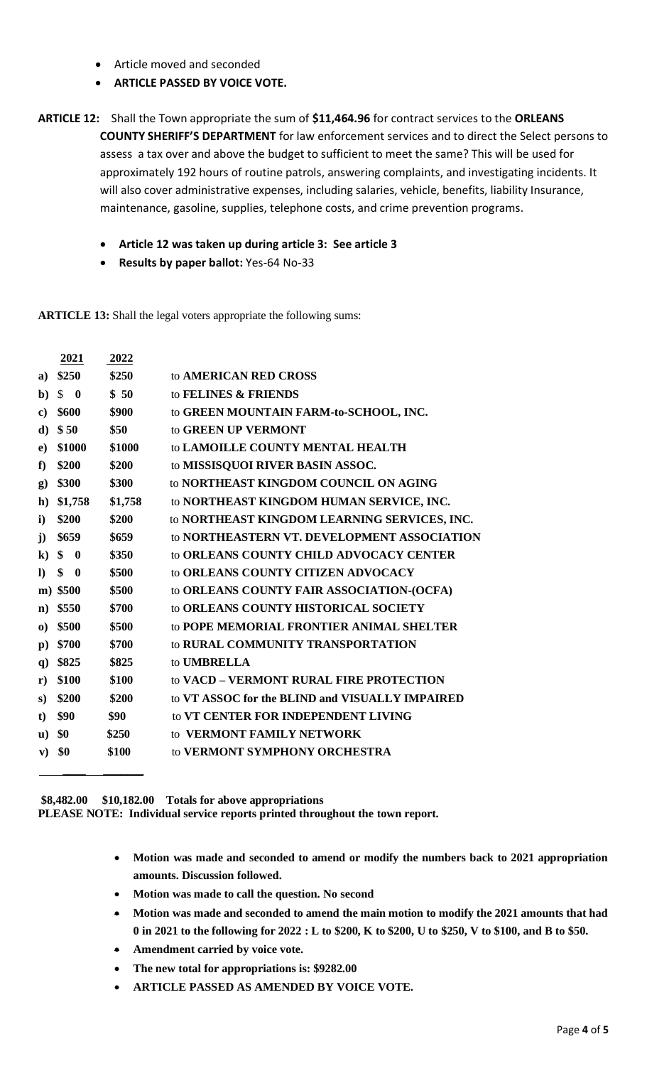- Article moved and seconded
- **ARTICLE PASSED BY VOICE VOTE.**

**ARTICLE 12:** Shall the Town appropriate the sum of **$11,464.96** for contract services to the **ORLEANS COUNTY SHERIFF'S DEPARTMENT** for law enforcement services and to direct the Select persons to assess a tax over and above the budget to sufficient to meet the same? This will be used for approximately 192 hours of routine patrols, answering complaints, and investigating incidents. It will also cover administrative expenses, including salaries, vehicle, benefits, liability Insurance, maintenance, gasoline, supplies, telephone costs, and crime prevention programs.

- **Article 12 was taken up during article 3: See article 3**
- **Results by paper ballot:** Yes-64 No-33

**ARTICLE 13:** Shall the legal voters appropriate the following sums:

| | 2021 | 2022 | |
|---|---|---|---|
| a) | $250 | $250 | to **AMERICAN RED CROSS** |
| b) | $ 0 | $ 50 | to **FELINES & FRIENDS** |
| c) | $600 | $900 | to **GREEN MOUNTAIN FARM-to-SCHOOL, INC.** |
| d) | $ 50 | $50 | to **GREEN UP VERMONT** |
| e) | $1000 | $1000 | to **LAMOILLE COUNTY MENTAL HEALTH** |
| f) | $200 | $200 | to **MISSISQUOI RIVER BASIN ASSOC.** |
| g) | $300 | $300 | to **NORTHEAST KINGDOM COUNCIL ON AGING** |
| h) | $1,758 | $1,758 | to **NORTHEAST KINGDOM HUMAN SERVICE, INC.** |
| i) | $200 | $200 | to **NORTHEAST KINGDOM LEARNING SERVICES, INC.** |
| j) | $659 | $659 | to **NORTHEASTERN VT. DEVELOPMENT ASSOCIATION** |
| k) | $ 0 | $350 | to **ORLEANS COUNTY CHILD ADVOCACY CENTER** |
| l) | $ 0 | $500 | to **ORLEANS COUNTY CITIZEN ADVOCACY** |
| m) | $500 | $500 | to **ORLEANS COUNTY FAIR ASSOCIATION-(OCFA)** |
| n) | $550 | $700 | to **ORLEANS COUNTY HISTORICAL SOCIETY** |
| o) | $500 | $500 | to **POPE MEMORIAL FRONTIER ANIMAL SHELTER** |
| p) | $700 | $700 | to **RURAL COMMUNITY TRANSPORTATION** |
| q) | $825 | $825 | to **UMBRELLA** |
| r) | $100 | $100 | to **VACD – VERMONT RURAL FIRE PROTECTION** |
| s) | $200 | $200 | to **VT ASSOC for the BLIND and VISUALLY IMPAIRED** |
| t) | $90 | $90 | to **VT CENTER FOR INDEPENDENT LIVING** |
| u) | $0 | $250 | to **VERMONT FAMILY NETWORK** |
| v) | $0 | $100 | to **VERMONT SYMPHONY ORCHESTRA** |

**$8,482.00 $10,182.00 Totals for above appropriations**
**PLEASE NOTE: Individual service reports printed throughout the town report.**

- **Motion was made and seconded to amend or modify the numbers back to 2021 appropriation amounts. Discussion followed.**
- **Motion was made to call the question. No second**
- **Motion was made and seconded to amend the main motion to modify the 2021 amounts that had 0 in 2021 to the following for 2022 : L to $200, K to $200, U to $250, V to $100, and B to $50.**
- **Amendment carried by voice vote.**
- **The new total for appropriations is: $9282.00**
- **ARTICLE PASSED AS AMENDED BY VOICE VOTE.**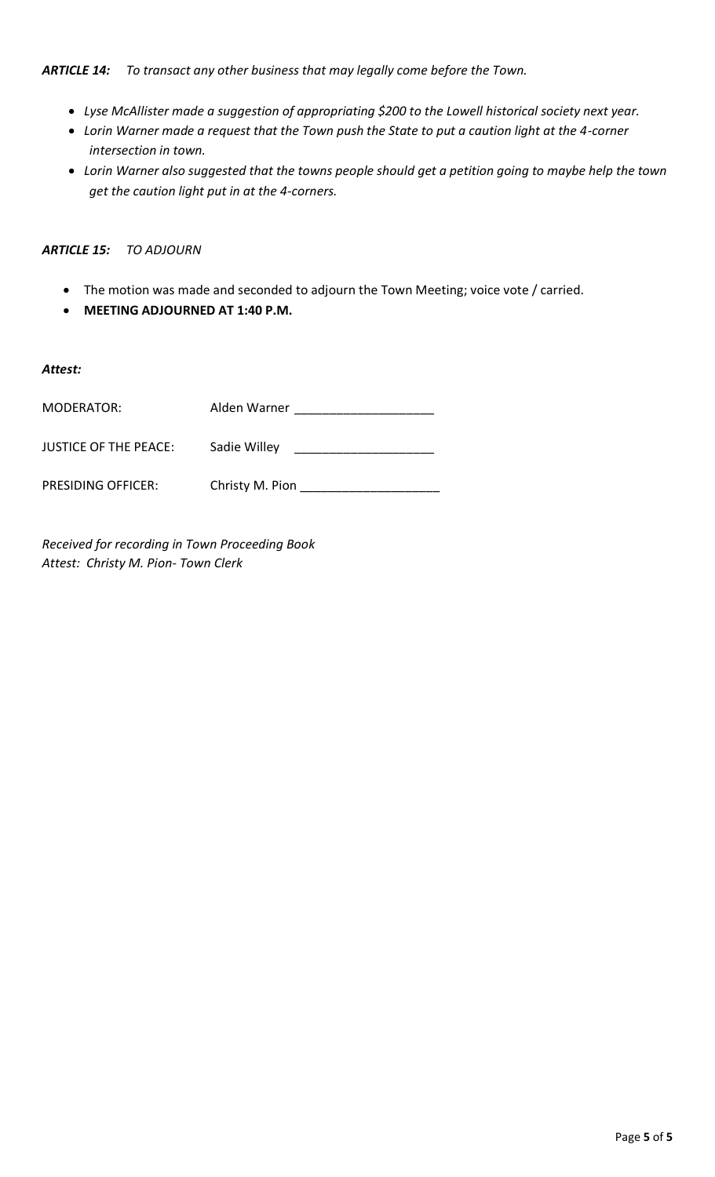***ARTICLE 14:*** *To transact any other business that may legally come before the Town.*

- *Lyse McAllister made a suggestion of appropriating $200 to the Lowell historical society next year.*
- *Lorin Warner made a request that the Town push the State to put a caution light at the 4-corner intersection in town.*
- *Lorin Warner also suggested that the towns people should get a petition going to maybe help the town get the caution light put in at the 4-corners.*

***ARTICLE 15:*** *TO ADJOURN*

- The motion was made and seconded to adjourn the Town Meeting; voice vote / carried.
- **MEETING ADJOURNED AT 1:40 P.M.**

***Attest:***

MODERATOR: Alden Warner ____________________

JUSTICE OF THE PEACE: Sadie Willey ____________________

PRESIDING OFFICER: Christy M. Pion ____________________

*Received for recording in Town Proceeding Book*
*Attest: Christy M. Pion- Town Clerk*